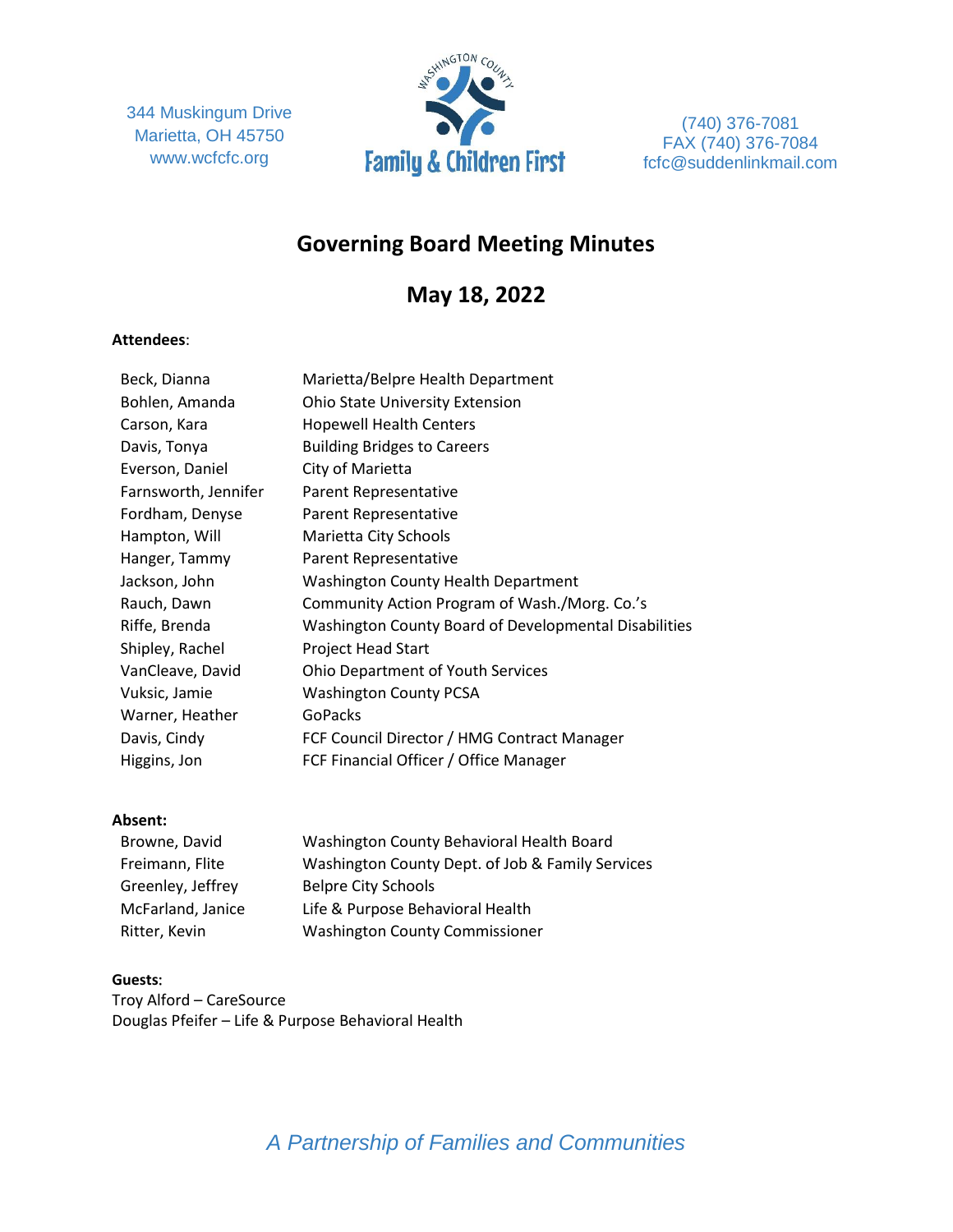344 Muskingum Drive
Marietta, OH 45750
www.wcfcfc.org

Washington County Family & Children First

(740) 376-7081
FAX (740) 376-7084
fcfc@suddenlinkmail.com

# Governing Board Meeting Minutes

## May 18, 2022

**Attendees**:

| | |
|---|---|
| Beck, Dianna | Marietta/Belpre Health Department |
| Bohlen, Amanda | Ohio State University Extension |
| Carson, Kara | Hopewell Health Centers |
| Davis, Tonya | Building Bridges to Careers |
| Everson, Daniel | City of Marietta |
| Farnsworth, Jennifer | Parent Representative |
| Fordham, Denyse | Parent Representative |
| Hampton, Will | Marietta City Schools |
| Hanger, Tammy | Parent Representative |
| Jackson, John | Washington County Health Department |
| Rauch, Dawn | Community Action Program of Wash./Morg. Co.'s |
| Riffe, Brenda | Washington County Board of Developmental Disabilities |
| Shipley, Rachel | Project Head Start |
| VanCleave, David | Ohio Department of Youth Services |
| Vuksic, Jamie | Washington County PCSA |
| Warner, Heather | GoPacks |
| Davis, Cindy | FCF Council Director / HMG Contract Manager |
| Higgins, Jon | FCF Financial Officer / Office Manager |

**Absent:**

| | |
|---|---|
| Browne, David | Washington County Behavioral Health Board |
| Freimann, Flite | Washington County Dept. of Job & Family Services |
| Greenley, Jeffrey | Belpre City Schools |
| McFarland, Janice | Life & Purpose Behavioral Health |
| Ritter, Kevin | Washington County Commissioner |

**Guests**:

Troy Alford – CareSource
Douglas Pfeifer – Life & Purpose Behavioral Health

*A Partnership of Families and Communities*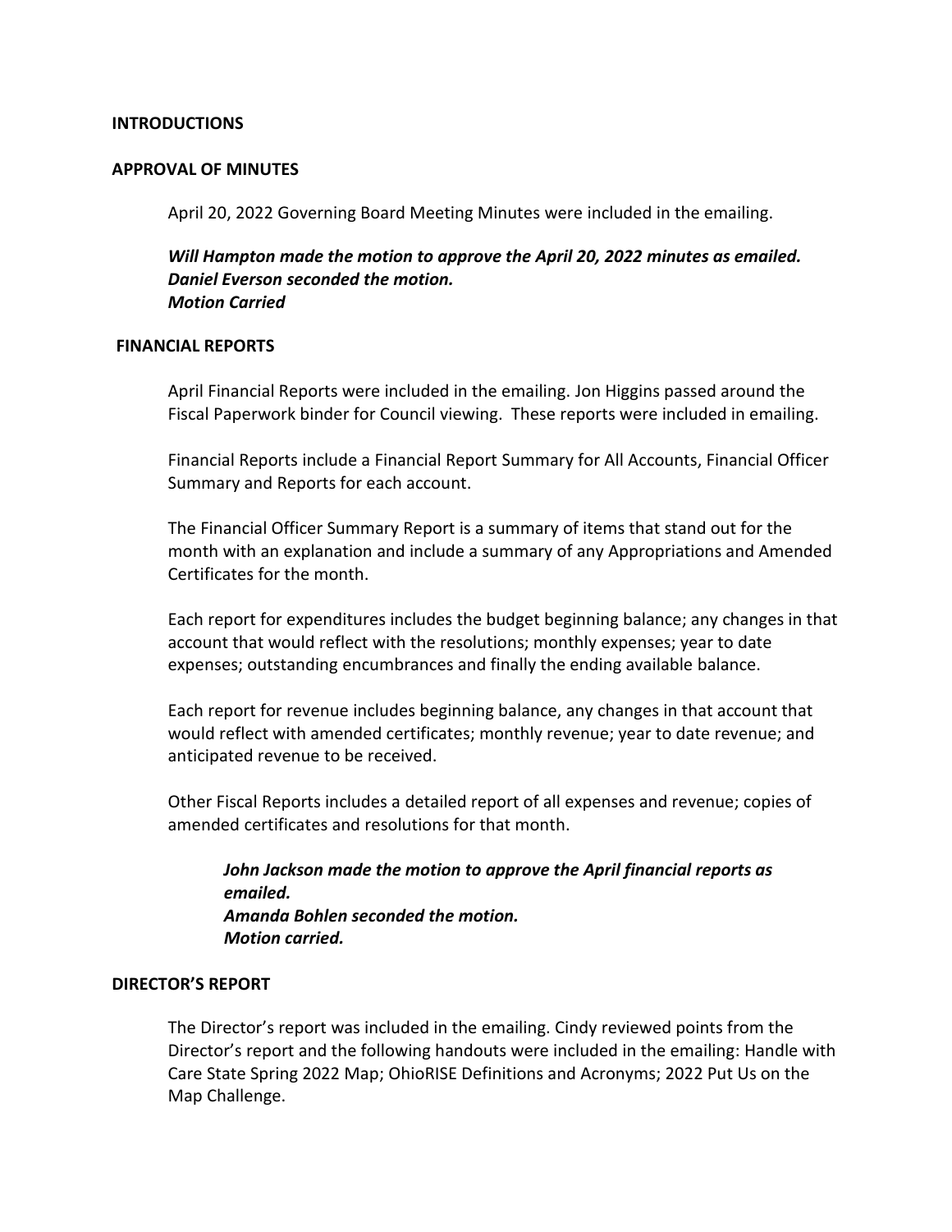**INTRODUCTIONS**

**APPROVAL OF MINUTES**

April 20, 2022 Governing Board Meeting Minutes were included in the emailing.

***Will Hampton made the motion to approve the April 20, 2022 minutes as emailed.***
***Daniel Everson seconded the motion.***
***Motion Carried***

**FINANCIAL REPORTS**

April Financial Reports were included in the emailing. Jon Higgins passed around the Fiscal Paperwork binder for Council viewing. These reports were included in emailing.

Financial Reports include a Financial Report Summary for All Accounts, Financial Officer Summary and Reports for each account.

The Financial Officer Summary Report is a summary of items that stand out for the month with an explanation and include a summary of any Appropriations and Amended Certificates for the month.

Each report for expenditures includes the budget beginning balance; any changes in that account that would reflect with the resolutions; monthly expenses; year to date expenses; outstanding encumbrances and finally the ending available balance.

Each report for revenue includes beginning balance, any changes in that account that would reflect with amended certificates; monthly revenue; year to date revenue; and anticipated revenue to be received.

Other Fiscal Reports includes a detailed report of all expenses and revenue; copies of amended certificates and resolutions for that month.

> ***John Jackson made the motion to approve the April financial reports as emailed.***
> ***Amanda Bohlen seconded the motion.***
> ***Motion carried.***

**DIRECTOR'S REPORT**

The Director's report was included in the emailing. Cindy reviewed points from the Director's report and the following handouts were included in the emailing: Handle with Care State Spring 2022 Map; OhioRISE Definitions and Acronyms; 2022 Put Us on the Map Challenge.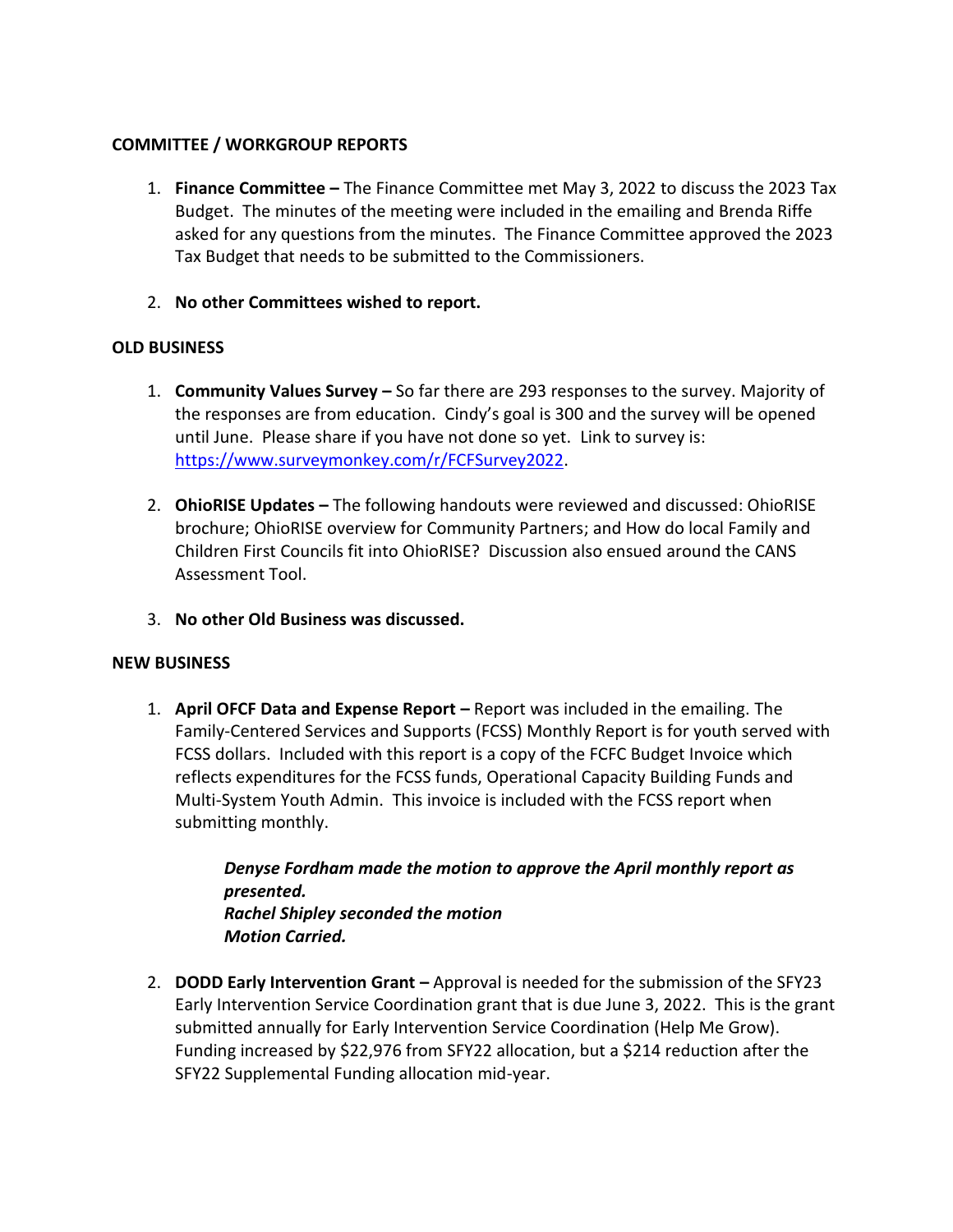## COMMITTEE / WORKGROUP REPORTS

1. **Finance Committee –** The Finance Committee met May 3, 2022 to discuss the 2023 Tax Budget. The minutes of the meeting were included in the emailing and Brenda Riffe asked for any questions from the minutes. The Finance Committee approved the 2023 Tax Budget that needs to be submitted to the Commissioners.

2. **No other Committees wished to report.**

## OLD BUSINESS

1. **Community Values Survey –** So far there are 293 responses to the survey. Majority of the responses are from education. Cindy's goal is 300 and the survey will be opened until June. Please share if you have not done so yet. Link to survey is: [https://www.surveymonkey.com/r/FCFSurvey2022](https://www.surveymonkey.com/r/FCFSurvey2022).

2. **OhioRISE Updates –** The following handouts were reviewed and discussed: OhioRISE brochure; OhioRISE overview for Community Partners; and How do local Family and Children First Councils fit into OhioRISE? Discussion also ensued around the CANS Assessment Tool.

3. **No other Old Business was discussed.**

## NEW BUSINESS

1. **April OFCF Data and Expense Report –** Report was included in the emailing. The Family-Centered Services and Supports (FCSS) Monthly Report is for youth served with FCSS dollars. Included with this report is a copy of the FCFC Budget Invoice which reflects expenditures for the FCSS funds, Operational Capacity Building Funds and Multi-System Youth Admin. This invoice is included with the FCSS report when submitting monthly.

   ***Denyse Fordham made the motion to approve the April monthly report as presented.***
   ***Rachel Shipley seconded the motion***
   ***Motion Carried.***

2. **DODD Early Intervention Grant –** Approval is needed for the submission of the SFY23 Early Intervention Service Coordination grant that is due June 3, 2022. This is the grant submitted annually for Early Intervention Service Coordination (Help Me Grow). Funding increased by $22,976 from SFY22 allocation, but a $214 reduction after the SFY22 Supplemental Funding allocation mid-year.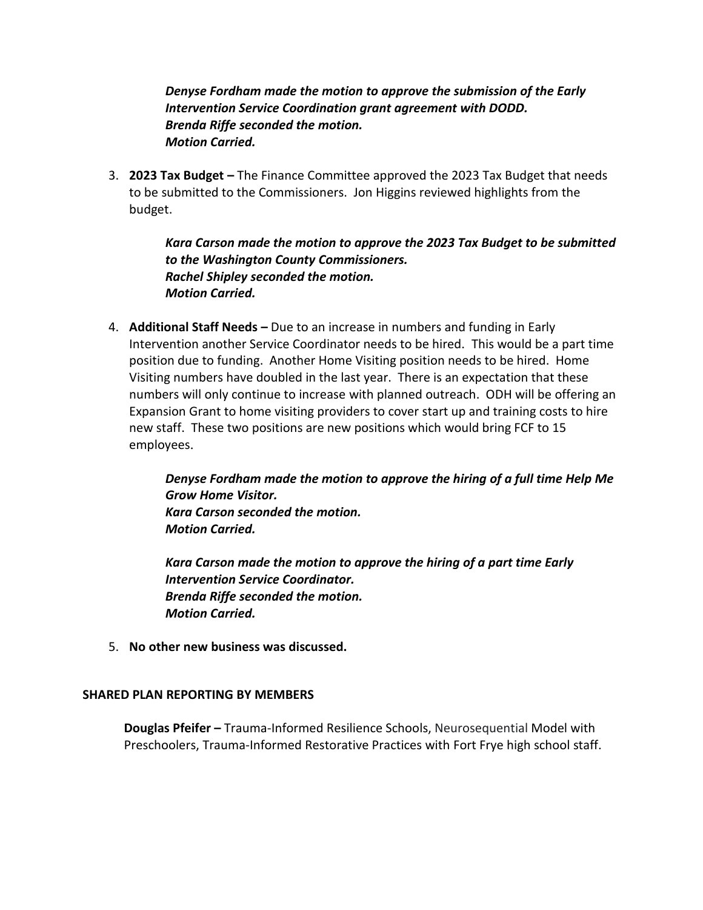*__Denyse Fordham made the motion to approve the submission of the Early Intervention Service Coordination grant agreement with DODD.__*
*__Brenda Riffe seconded the motion.__*
*__Motion Carried.__*

3. **2023 Tax Budget –** The Finance Committee approved the 2023 Tax Budget that needs to be submitted to the Commissioners. Jon Higgins reviewed highlights from the budget.

   *__Kara Carson made the motion to approve the 2023 Tax Budget to be submitted to the Washington County Commissioners.__*
   *__Rachel Shipley seconded the motion.__*
   *__Motion Carried.__*

4. **Additional Staff Needs –** Due to an increase in numbers and funding in Early Intervention another Service Coordinator needs to be hired. This would be a part time position due to funding. Another Home Visiting position needs to be hired. Home Visiting numbers have doubled in the last year. There is an expectation that these numbers will only continue to increase with planned outreach. ODH will be offering an Expansion Grant to home visiting providers to cover start up and training costs to hire new staff. These two positions are new positions which would bring FCF to 15 employees.

   *__Denyse Fordham made the motion to approve the hiring of a full time Help Me Grow Home Visitor.__*
   *__Kara Carson seconded the motion.__*
   *__Motion Carried.__*

   *__Kara Carson made the motion to approve the hiring of a part time Early Intervention Service Coordinator.__*
   *__Brenda Riffe seconded the motion.__*
   *__Motion Carried.__*

5. **No other new business was discussed.**

**SHARED PLAN REPORTING BY MEMBERS**

**Douglas Pfeifer –** Trauma-Informed Resilience Schools, Neurosequential Model with Preschoolers, Trauma-Informed Restorative Practices with Fort Frye high school staff.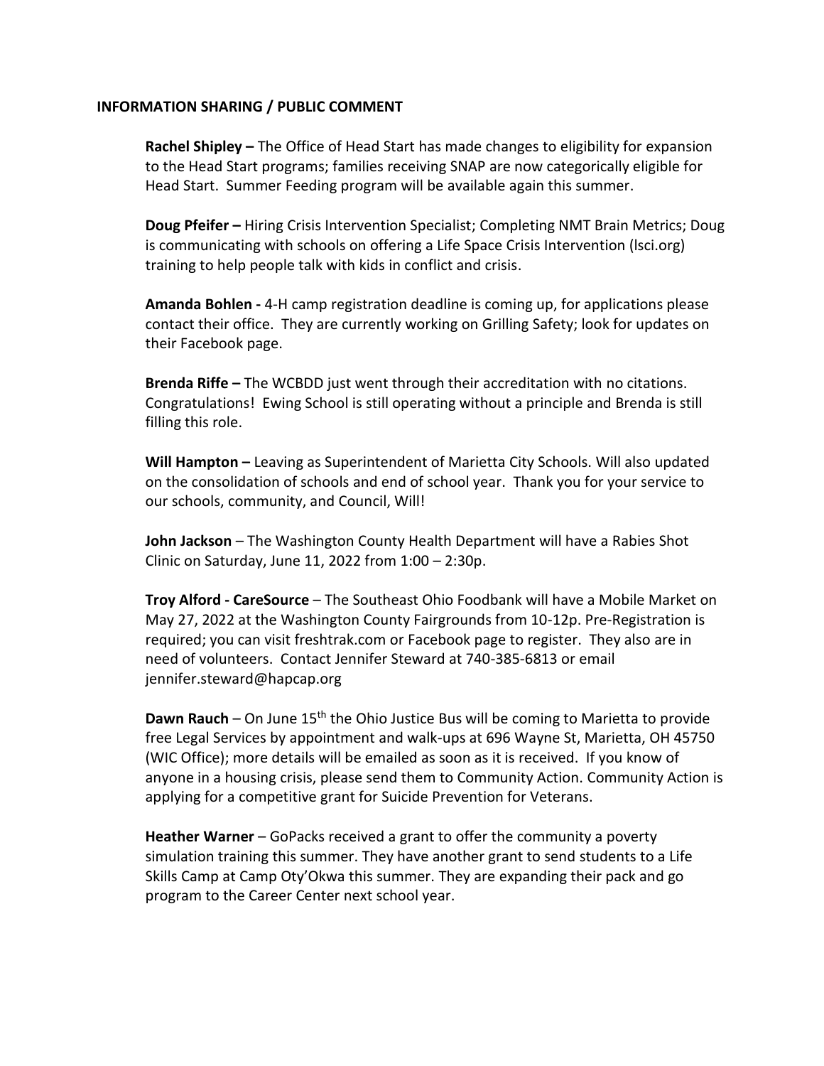**INFORMATION SHARING / PUBLIC COMMENT**

**Rachel Shipley –** The Office of Head Start has made changes to eligibility for expansion to the Head Start programs; families receiving SNAP are now categorically eligible for Head Start. Summer Feeding program will be available again this summer.

**Doug Pfeifer –** Hiring Crisis Intervention Specialist; Completing NMT Brain Metrics; Doug is communicating with schools on offering a Life Space Crisis Intervention (lsci.org) training to help people talk with kids in conflict and crisis.

**Amanda Bohlen -** 4-H camp registration deadline is coming up, for applications please contact their office. They are currently working on Grilling Safety; look for updates on their Facebook page.

**Brenda Riffe –** The WCBDD just went through their accreditation with no citations. Congratulations! Ewing School is still operating without a principle and Brenda is still filling this role.

**Will Hampton –** Leaving as Superintendent of Marietta City Schools. Will also updated on the consolidation of schools and end of school year. Thank you for your service to our schools, community, and Council, Will!

**John Jackson** – The Washington County Health Department will have a Rabies Shot Clinic on Saturday, June 11, 2022 from 1:00 – 2:30p.

**Troy Alford - CareSource** – The Southeast Ohio Foodbank will have a Mobile Market on May 27, 2022 at the Washington County Fairgrounds from 10-12p. Pre-Registration is required; you can visit freshtrak.com or Facebook page to register. They also are in need of volunteers. Contact Jennifer Steward at 740-385-6813 or email jennifer.steward@hapcap.org

**Dawn Rauch** – On June 15th the Ohio Justice Bus will be coming to Marietta to provide free Legal Services by appointment and walk-ups at 696 Wayne St, Marietta, OH 45750 (WIC Office); more details will be emailed as soon as it is received. If you know of anyone in a housing crisis, please send them to Community Action. Community Action is applying for a competitive grant for Suicide Prevention for Veterans.

**Heather Warner** – GoPacks received a grant to offer the community a poverty simulation training this summer. They have another grant to send students to a Life Skills Camp at Camp Oty'Okwa this summer. They are expanding their pack and go program to the Career Center next school year.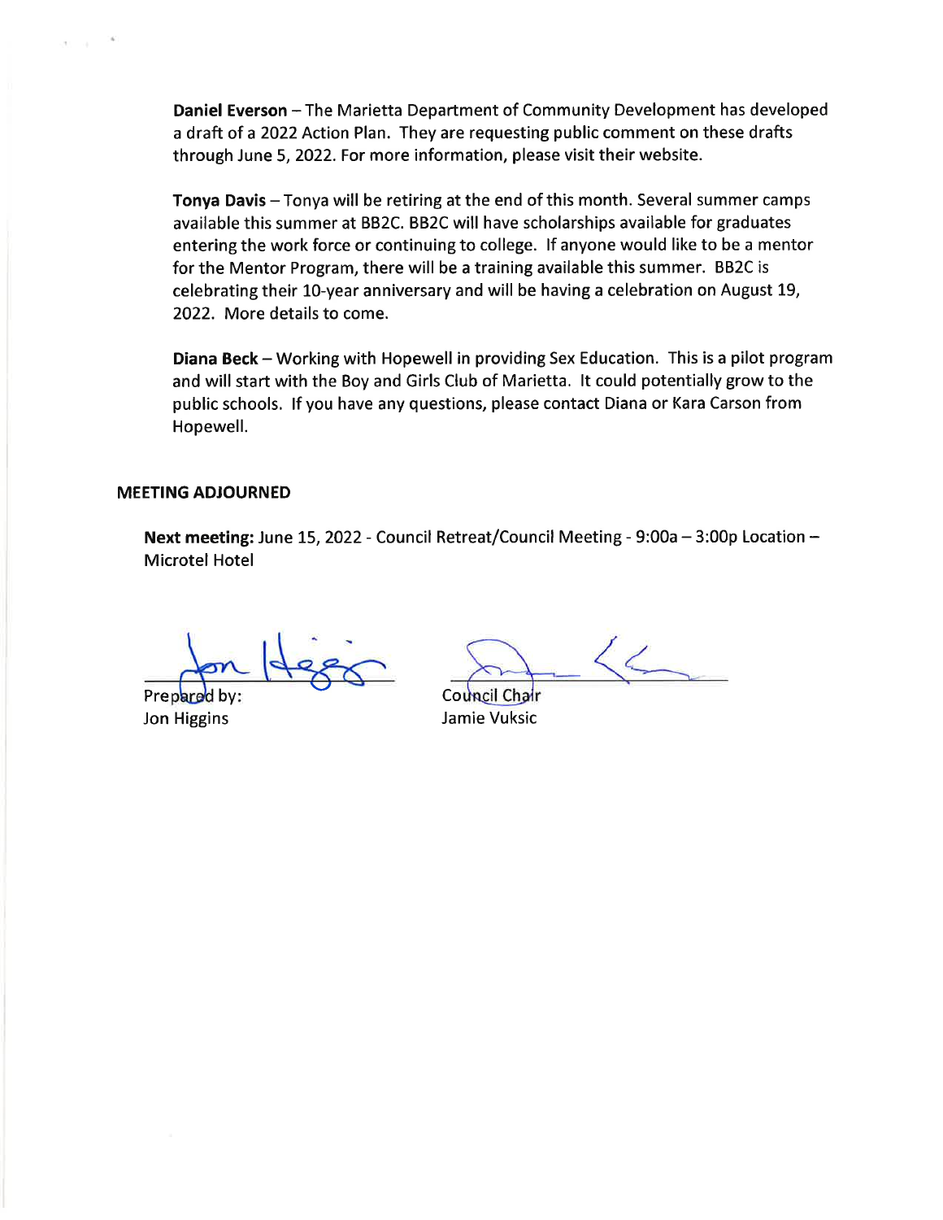**Daniel Everson** – The Marietta Department of Community Development has developed a draft of a 2022 Action Plan. They are requesting public comment on these drafts through June 5, 2022. For more information, please visit their website.

**Tonya Davis** – Tonya will be retiring at the end of this month. Several summer camps available this summer at BB2C. BB2C will have scholarships available for graduates entering the work force or continuing to college. If anyone would like to be a mentor for the Mentor Program, there will be a training available this summer. BB2C is celebrating their 10-year anniversary and will be having a celebration on August 19, 2022. More details to come.

**Diana Beck** – Working with Hopewell in providing Sex Education. This is a pilot program and will start with the Boy and Girls Club of Marietta. It could potentially grow to the public schools. If you have any questions, please contact Diana or Kara Carson from Hopewell.

## MEETING ADJOURNED

**Next meeting:** June 15, 2022 - Council Retreat/Council Meeting - 9:00a – 3:00p Location – Microtel Hotel

Prepared by:
Jon Higgins

Council Chair
Jamie Vuksic